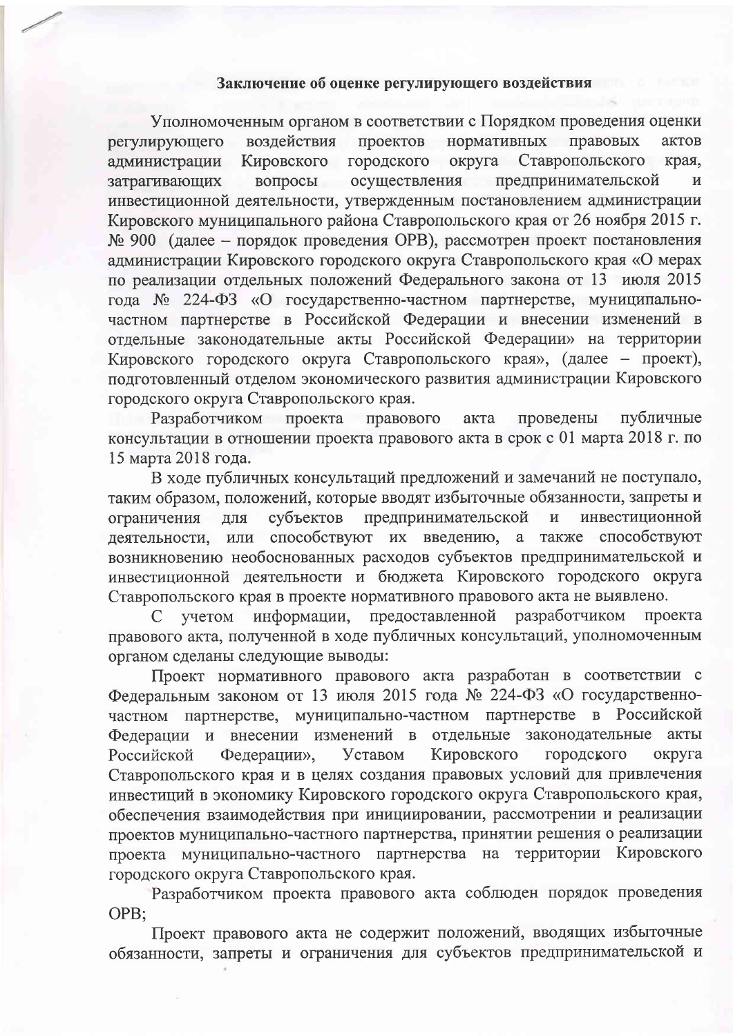**Заключение об оценке регулирующего воздействия**

Уполномоченным органом в соответствии с Порядком проведения оценки регулирующего воздействия проектов нормативных правовых актов администрации Кировского городского округа Ставропольского края, затрагивающих вопросы осуществления предпринимательской и инвестиционной деятельности, утвержденным постановлением администрации Кировского муниципального района Ставропольского края от 26 ноября 2015 г. № 900 (далее – порядок проведения ОРВ), рассмотрен проект постановления администрации Кировского городского округа Ставропольского края «О мерах по реализации отдельных положений Федерального закона от 13 июля 2015 года № 224-ФЗ «О государственно-частном партнерстве, муниципально-частном партнерстве в Российской Федерации и внесении изменений в отдельные законодательные акты Российской Федерации» на территории Кировского городского округа Ставропольского края», (далее – проект), подготовленный отделом экономического развития администрации Кировского городского округа Ставропольского края.

Разработчиком проекта правового акта проведены публичные консультации в отношении проекта правового акта в срок с 01 марта 2018 г. по 15 марта 2018 года.

В ходе публичных консультаций предложений и замечаний не поступало, таким образом, положений, которые вводят избыточные обязанности, запреты и ограничения для субъектов предпринимательской и инвестиционной деятельности, или способствуют их введению, а также способствуют возникновению необоснованных расходов субъектов предпринимательской и инвестиционной деятельности и бюджета Кировского городского округа Ставропольского края в проекте нормативного правового акта не выявлено.

С учетом информации, предоставленной разработчиком проекта правового акта, полученной в ходе публичных консультаций, уполномоченным органом сделаны следующие выводы:

Проект нормативного правового акта разработан в соответствии с Федеральным законом от 13 июля 2015 года № 224-ФЗ «О государственно-частном партнерстве, муниципально-частном партнерстве в Российской Федерации и внесении изменений в отдельные законодательные акты Российской Федерации», Уставом Кировского городского округа Ставропольского края и в целях создания правовых условий для привлечения инвестиций в экономику Кировского городского округа Ставропольского края, обеспечения взаимодействия при инициировании, рассмотрении и реализации проектов муниципально-частного партнерства, принятии решения о реализации проекта муниципально-частного партнерства на территории Кировского городского округа Ставропольского края.

Разработчиком проекта правового акта соблюден порядок проведения ОРВ;

Проект правового акта не содержит положений, вводящих избыточные обязанности, запреты и ограничения для субъектов предпринимательской и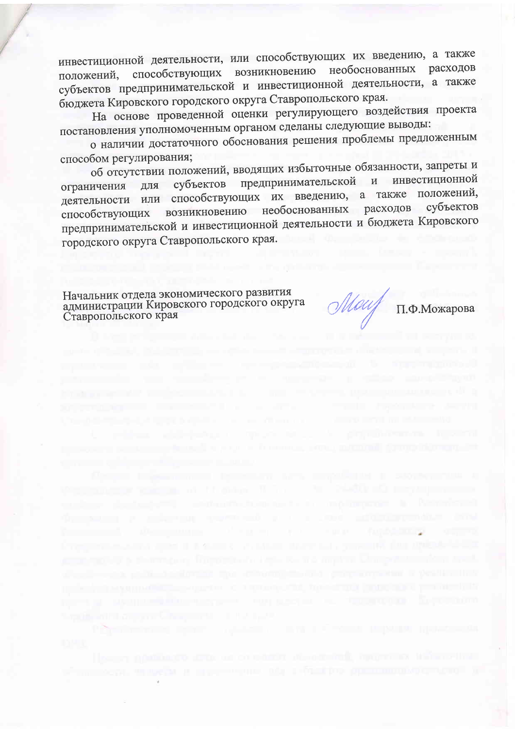инвестиционной деятельности, или способствующих их введению, а также положений, способствующих возникновению необоснованных расходов субъектов предпринимательской и инвестиционной деятельности, а также бюджета Кировского городского округа Ставропольского края.

На основе проведенной оценки регулирующего воздействия проекта постановления уполномоченным органом сделаны следующие выводы:

о наличии достаточного обоснования решения проблемы предложенным способом регулирования;

об отсутствии положений, вводящих избыточные обязанности, запреты и ограничения для субъектов предпринимательской и инвестиционной деятельности или способствующих их введению, а также положений, способствующих возникновению необоснованных расходов субъектов предпринимательской и инвестиционной деятельности и бюджета Кировского городского округа Ставропольского края.

Начальник отдела экономического развития администрации Кировского городского округа Ставропольского края — П.Ф.Можарова